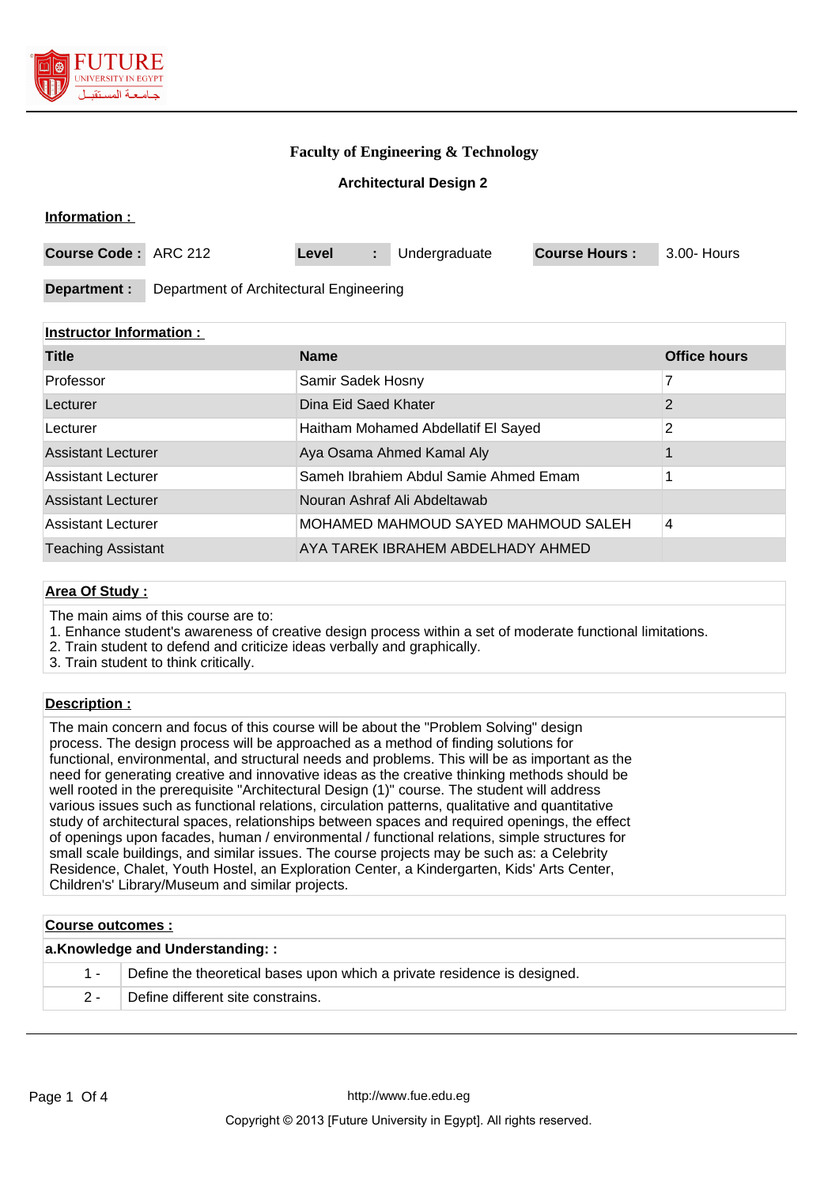# Faculty of Engineering & Technology

## Architectural Design 2

**Information :**

| **Course Code :** | ARC 212 | **Level** | **:** | Undergraduate | **Course Hours :** | 3.00- Hours |
|---|---|---|---|---|---|---|

| **Department :** | Department of Architectural Engineering |
|---|---|

**Instructor Information :**

| Title | Name | Office hours |
|---|---|---|
| Professor | Samir Sadek Hosny | 7 |
| Lecturer | Dina Eid Saed Khater | 2 |
| Lecturer | Haitham Mohamed Abdellatif El Sayed | 2 |
| Assistant Lecturer | Aya Osama Ahmed Kamal Aly | 1 |
| Assistant Lecturer | Sameh Ibrahiem Abdul Samie Ahmed Emam | 1 |
| Assistant Lecturer | Nouran Ashraf Ali Abdeltawab | |
| Assistant Lecturer | MOHAMED MAHMOUD SAYED MAHMOUD SALEH | 4 |
| Teaching Assistant | AYA TAREK IBRAHEM ABDELHADY AHMED | |

**Area Of Study :**

The main aims of this course are to:
1. Enhance student's awareness of creative design process within a set of moderate functional limitations.
2. Train student to defend and criticize ideas verbally and graphically.
3. Train student to think critically.

**Description :**

The main concern and focus of this course will be about the "Problem Solving" design process. The design process will be approached as a method of finding solutions for functional, environmental, and structural needs and problems. This will be as important as the need for generating creative and innovative ideas as the creative thinking methods should be well rooted in the prerequisite "Architectural Design (1)" course. The student will address various issues such as functional relations, circulation patterns, qualitative and quantitative study of architectural spaces, relationships between spaces and required openings, the effect of openings upon facades, human / environmental / functional relations, simple structures for small scale buildings, and similar issues. The course projects may be such as: a Celebrity Residence, Chalet, Youth Hostel, an Exploration Center, a Kindergarten, Kids' Arts Center, Children's' Library/Museum and similar projects.

**Course outcomes :**

**a.Knowledge and Understanding: :**

| | |
|---|---|
| 1 - | Define the theoretical bases upon which a private residence is designed. |
| 2 - | Define different site constrains. |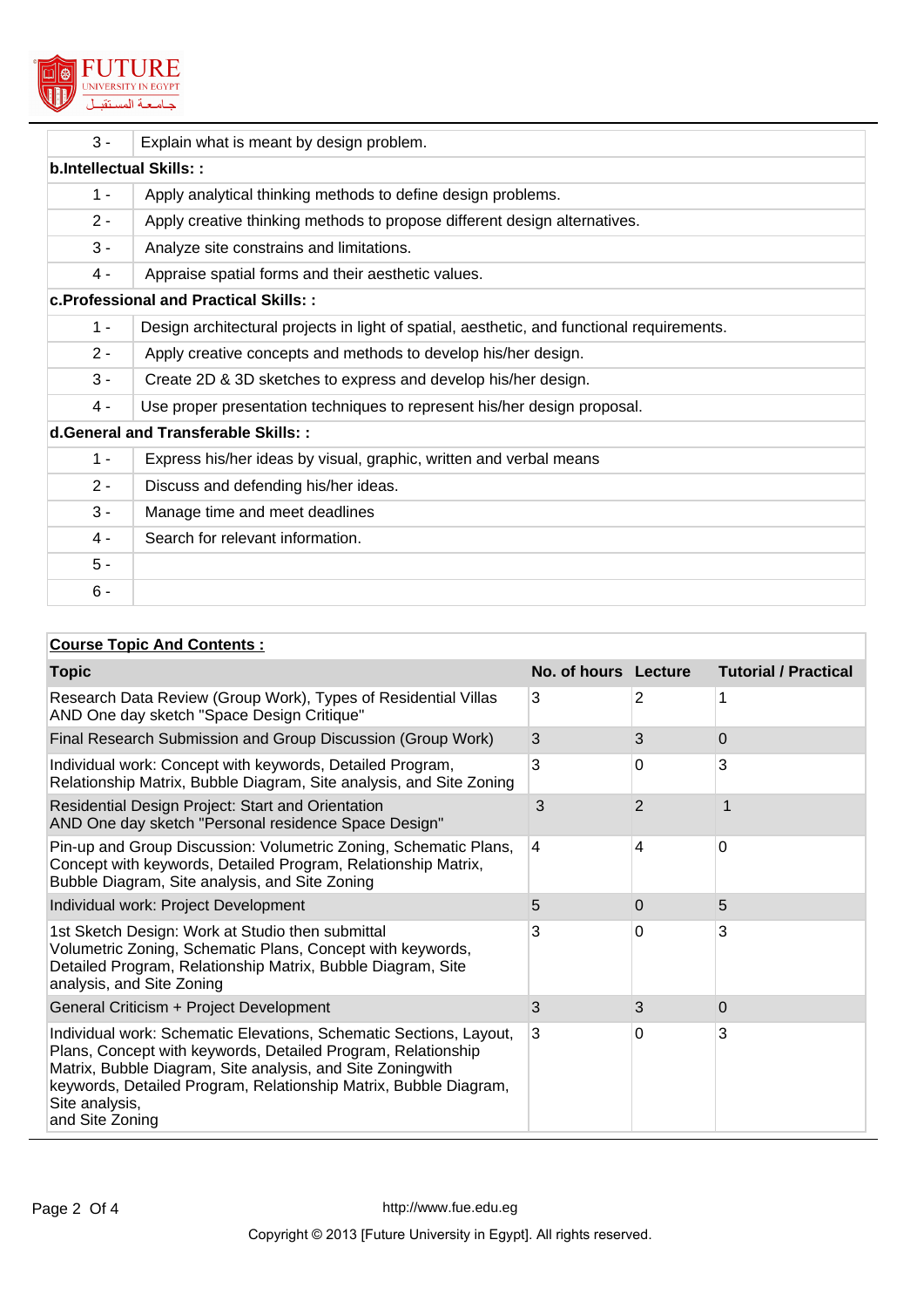| | |
|---|---|
| 3 - | Explain what is meant by design problem. |
| **b.Intellectual Skills: :** | |
| 1 - | Apply analytical thinking methods to define design problems. |
| 2 - | Apply creative thinking methods to propose different design alternatives. |
| 3 - | Analyze site constrains and limitations. |
| 4 - | Appraise spatial forms and their aesthetic values. |
| **c.Professional and Practical Skills: :** | |
| 1 - | Design architectural projects in light of spatial, aesthetic, and functional requirements. |
| 2 - | Apply creative concepts and methods to develop his/her design. |
| 3 - | Create 2D & 3D sketches to express and develop his/her design. |
| 4 - | Use proper presentation techniques to represent his/her design proposal. |
| **d.General and Transferable Skills: :** | |
| 1 - | Express his/her ideas by visual, graphic, written and verbal means |
| 2 - | Discuss and defending his/her ideas. |
| 3 - | Manage time and meet deadlines |
| 4 - | Search for relevant information. |
| 5 - | |
| 6 - | |

**Course Topic And Contents :**

| Topic | No. of hours | Lecture | Tutorial / Practical |
|---|---|---|---|
| Research Data Review (Group Work), Types of Residential Villas AND One day sketch "Space Design Critique" | 3 | 2 | 1 |
| Final Research Submission and Group Discussion (Group Work) | 3 | 3 | 0 |
| Individual work: Concept with keywords, Detailed Program, Relationship Matrix, Bubble Diagram, Site analysis, and Site Zoning | 3 | 0 | 3 |
| Residential Design Project: Start and Orientation AND One day sketch "Personal residence Space Design" | 3 | 2 | 1 |
| Pin-up and Group Discussion: Volumetric Zoning, Schematic Plans, Concept with keywords, Detailed Program, Relationship Matrix, Bubble Diagram, Site analysis, and Site Zoning | 4 | 4 | 0 |
| Individual work: Project Development | 5 | 0 | 5 |
| 1st Sketch Design: Work at Studio then submittal Volumetric Zoning, Schematic Plans, Concept with keywords, Detailed Program, Relationship Matrix, Bubble Diagram, Site analysis, and Site Zoning | 3 | 0 | 3 |
| General Criticism + Project Development | 3 | 3 | 0 |
| Individual work: Schematic Elevations, Schematic Sections, Layout, Plans, Concept with keywords, Detailed Program, Relationship Matrix, Bubble Diagram, Site analysis, and Site Zoningwith keywords, Detailed Program, Relationship Matrix, Bubble Diagram, Site analysis, and Site Zoning | 3 | 0 | 3 |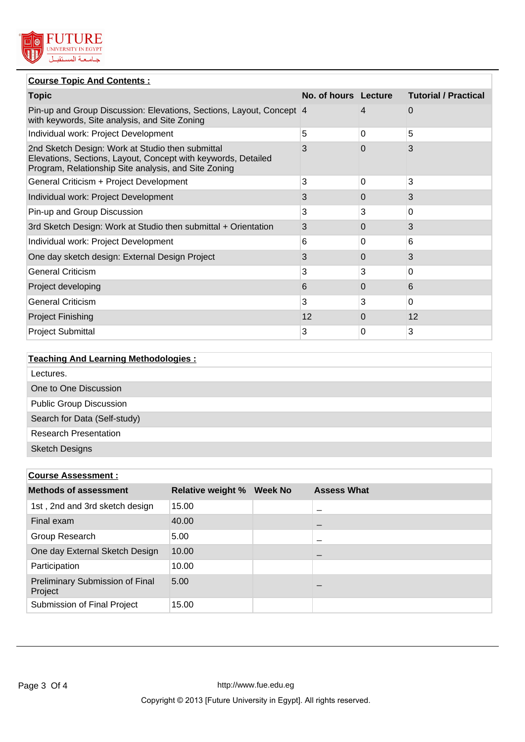## Course Topic And Contents :

| Topic | No. of hours | Lecture | Tutorial / Practical |
|---|---|---|---|
| Pin-up and Group Discussion: Elevations, Sections, Layout, Concept with keywords, Site analysis, and Site Zoning | 4 | 4 | 0 |
| Individual work: Project Development | 5 | 0 | 5 |
| 2nd Sketch Design: Work at Studio then submittal Elevations, Sections, Layout, Concept with keywords, Detailed Program, Relationship Site analysis, and Site Zoning | 3 | 0 | 3 |
| General Criticism + Project Development | 3 | 0 | 3 |
| Individual work: Project Development | 3 | 0 | 3 |
| Pin-up and Group Discussion | 3 | 3 | 0 |
| 3rd Sketch Design: Work at Studio then submittal + Orientation | 3 | 0 | 3 |
| Individual work: Project Development | 6 | 0 | 6 |
| One day sketch design: External Design Project | 3 | 0 | 3 |
| General Criticism | 3 | 3 | 0 |
| Project developing | 6 | 0 | 6 |
| General Criticism | 3 | 3 | 0 |
| Project Finishing | 12 | 0 | 12 |
| Project Submittal | 3 | 0 | 3 |

## Teaching And Learning Methodologies :

- Lectures.
- One to One Discussion
- Public Group Discussion
- Search for Data (Self-study)
- Research Presentation
- Sketch Designs

## Course Assessment :

| Methods of assessment | Relative weight % | Week No | Assess What |
|---|---|---|---|
| 1st , 2nd and 3rd sketch design | 15.00 | | _ |
| Final exam | 40.00 | | _ |
| Group Research | 5.00 | | _ |
| One day External Sketch Design | 10.00 | | _ |
| Participation | 10.00 | | |
| Preliminary Submission of Final Project | 5.00 | | _ |
| Submission of Final Project | 15.00 | | |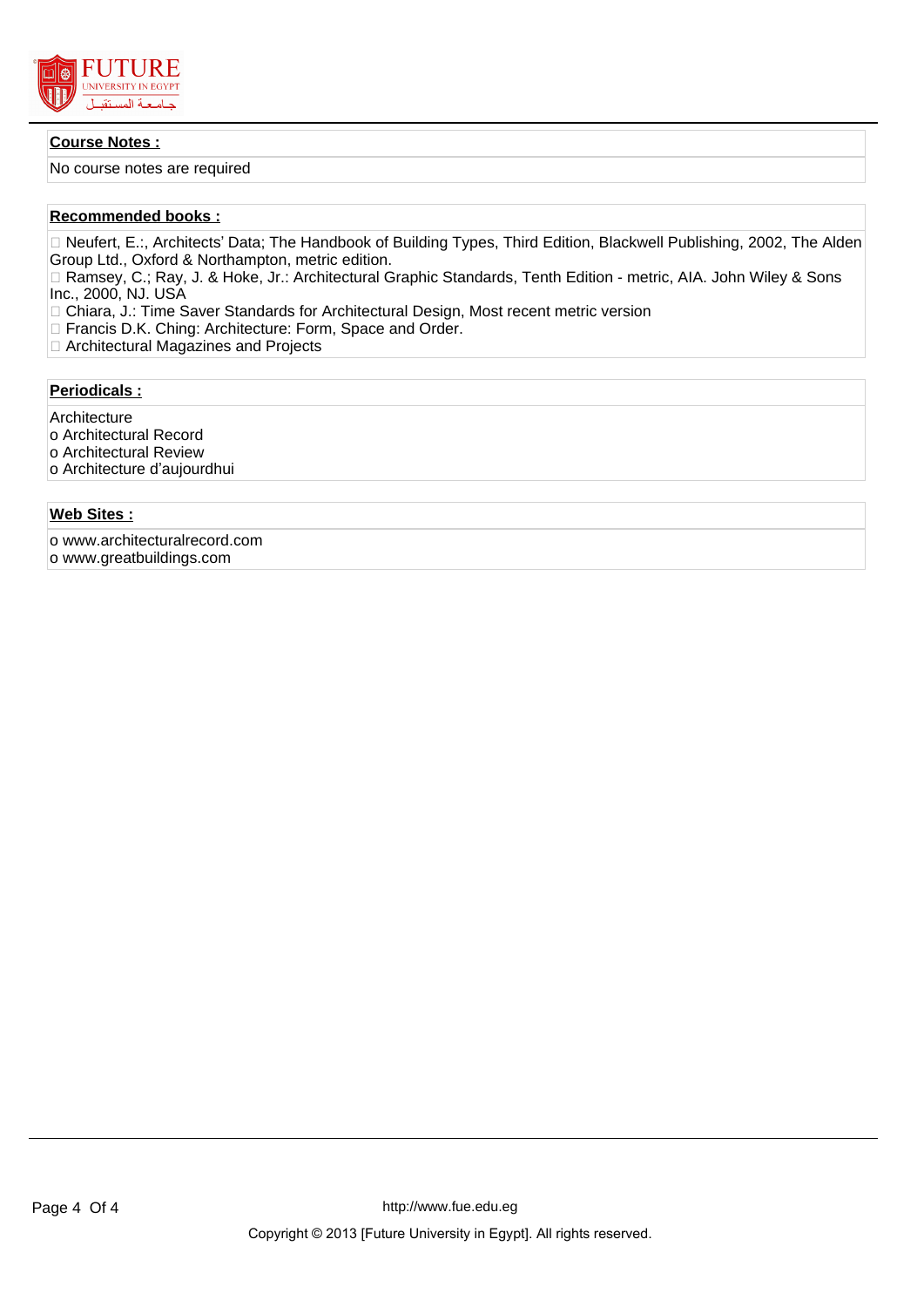**Course Notes :**

No course notes are required

**Recommended books :**

- Neufert, E.:, Architects' Data; The Handbook of Building Types, Third Edition, Blackwell Publishing, 2002, The Alden Group Ltd., Oxford & Northampton, metric edition.
- Ramsey, C.; Ray, J. & Hoke, Jr.: Architectural Graphic Standards, Tenth Edition - metric, AIA. John Wiley & Sons Inc., 2000, NJ. USA
- Chiara, J.: Time Saver Standards for Architectural Design, Most recent metric version
- Francis D.K. Ching: Architecture: Form, Space and Order.
- Architectural Magazines and Projects

**Periodicals :**

Architecture

- o Architectural Record
- o Architectural Review
- o Architecture d'aujourdhui

**Web Sites :**

- o www.architecturalrecord.com
- o www.greatbuildings.com